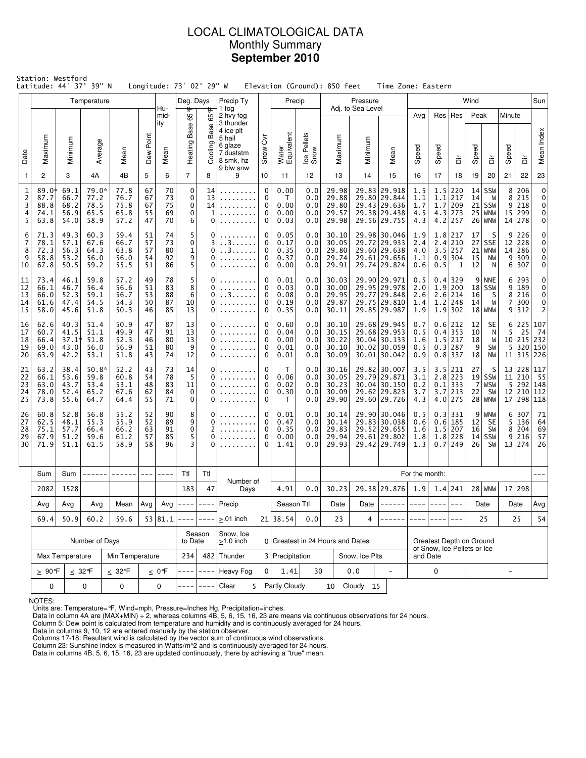# LOCAL CLIMATOLOGICAL DATA
## Monthly Summary
## September 2010

Station: Westford
Latitude: 44° 37' 39" N Longitude: 73° 02' 29" W Elevation (Ground): 850 feet Time Zone: Eastern

| Date | Temperature Maximum | Temperature Minimum | Temperature Average | Temperature Mean | Dew Point | Humidity Mean | Deg. Days Heating Base 65°F | Deg. Days Cooling Base 65°F | Precip Ty | Snow Cvr | Precip Water Equivalent | Precip Ice Pellets Snow | Pressure Maximum | Pressure Minimum | Pressure Mean | Wind Avg Speed | Wind Res Speed | Wind Res Dir | Wind Peak Speed | Wind Peak Dir | Wind Minute Speed | Wind Minute Dir | Sun Mean Index |
|---|---|---|---|---|---|---|---|---|---|---|---|---|---|---|---|---|---|---|---|---|---|---|---|
| 1 | 2 | 3 | 4A | 4B | 5 | 6 | 7 | 8 | 9 | 10 | 11 | 12 | 13 | 14 | 15 | 16 | 17 | 18 | 19 | 20 | 21 | 22 | 23 |
| 1 | 89.0* | 69.1 | 79.0* | 77.8 | 67 | 70 | 0 | 14 | ......... | 0 | 0.00 | 0.0 | 29.98 | 29.83 | 29.918 | 1.5 | 1.5 | 220 | 14 | SSW | 8 | 206 | 0 |
| 2 | 87.7 | 66.7 | 77.2 | 76.7 | 67 | 73 | 0 | 13 | ......... | 0 | T | 0.0 | 29.88 | 29.80 | 29.844 | 1.1 | 1.1 | 217 | 14 | W | 8 | 215 | 0 |
| 3 | 88.8 | 68.2 | 78.5 | 75.8 | 67 | 75 | 0 | 14 | ......... | 0 | 0.00 | 0.0 | 29.80 | 29.43 | 29.636 | 1.7 | 1.7 | 209 | 21 | SSW | 9 | 218 | 0 |
| 4 | 74.1 | 56.9 | 65.5 | 65.8 | 55 | 69 | 0 | 1 | ......... | 0 | 0.00 | 0.0 | 29.57 | 29.38 | 29.438 | 4.5 | 4.3 | 273 | 25 | WNW | 15 | 299 | 0 |
| 5 | 63.8 | 54.0 | 58.9 | 57.2 | 47 | 70 | 6 | 0 | ......... | 0 | 0.03 | 0.0 | 29.98 | 29.56 | 29.755 | 4.3 | 4.2 | 257 | 26 | WNW | 14 | 278 | 0 |
| 6 | 71.3 | 49.3 | 60.3 | 59.4 | 51 | 74 | 5 | 0 | ......... | 0 | 0.05 | 0.0 | 30.10 | 29.98 | 30.046 | 1.9 | 1.8 | 217 | 17 | S | 9 | 226 | 0 |
| 7 | 78.1 | 57.1 | 67.6 | 66.7 | 57 | 73 | 0 | 3 | ..3...... | 0 | 0.17 | 0.0 | 30.05 | 29.72 | 29.933 | 2.4 | 2.4 | 210 | 27 | SSE | 12 | 228 | 0 |
| 8 | 72.3 | 56.3 | 64.3 | 63.8 | 57 | 80 | 1 | 0 | ..3...... | 0 | 0.35 | 0.0 | 29.80 | 29.60 | 29.638 | 4.0 | 3.5 | 257 | 21 | WNW | 14 | 286 | 0 |
| 9 | 58.8 | 53.2 | 56.0 | 56.0 | 54 | 92 | 9 | 0 | ......... | 0 | 0.37 | 0.0 | 29.74 | 29.61 | 29.656 | 1.1 | 0.9 | 304 | 15 | NW | 9 | 309 | 0 |
| 10 | 67.8 | 50.5 | 59.2 | 55.5 | 51 | 86 | 5 | 0 | ......... | 0 | 0.00 | 0.0 | 29.91 | 29.74 | 29.824 | 0.6 | 0.5 | 1 | 12 | N | 6 | 307 | 0 |
| 11 | 73.4 | 46.1 | 59.8 | 57.2 | 49 | 78 | 5 | 0 | ......... | 0 | 0.01 | 0.0 | 30.03 | 29.90 | 29.971 | 0.5 | 0.4 | 329 | 9 | NNE | 6 | 293 | 0 |
| 12 | 66.1 | 46.7 | 56.4 | 56.6 | 51 | 83 | 8 | 0 | ......... | 0 | 0.03 | 0.0 | 30.00 | 29.95 | 29.978 | 2.0 | 1.9 | 200 | 18 | SSW | 9 | 189 | 0 |
| 13 | 66.0 | 52.3 | 59.1 | 56.7 | 53 | 88 | 6 | 0 | ..3...... | 0 | 0.08 | 0.0 | 29.95 | 29.77 | 29.848 | 2.6 | 2.6 | 214 | 16 | S | 8 | 216 | 0 |
| 14 | 61.6 | 47.4 | 54.5 | 54.3 | 50 | 87 | 10 | 0 | ......... | 0 | 0.19 | 0.0 | 29.87 | 29.75 | 29.810 | 1.4 | 1.2 | 248 | 14 | W | 7 | 300 | 0 |
| 15 | 58.0 | 45.6 | 51.8 | 50.3 | 46 | 85 | 13 | 0 | ......... | 0 | 0.35 | 0.0 | 30.11 | 29.85 | 29.987 | 1.9 | 1.9 | 302 | 18 | WNW | 9 | 312 | 2 |
| 16 | 62.6 | 40.3 | 51.4 | 50.9 | 47 | 87 | 13 | 0 | ......... | 0 | 0.60 | 0.0 | 30.10 | 29.68 | 29.945 | 0.7 | 0.6 | 212 | 12 | SE | 6 | 225 | 107 |
| 17 | 60.7 | 41.5 | 51.1 | 49.9 | 47 | 91 | 13 | 0 | ......... | 0 | 0.04 | 0.0 | 30.15 | 29.68 | 29.953 | 0.5 | 0.4 | 353 | 10 | N | 5 | 25 | 74 |
| 18 | 66.4 | 37.1* | 51.8 | 52.3 | 46 | 80 | 13 | 0 | ......... | 0 | 0.00 | 0.0 | 30.22 | 30.04 | 30.133 | 1.6 | 1.5 | 217 | 18 | W | 10 | 215 | 232 |
| 19 | 69.0 | 43.0 | 56.0 | 56.9 | 51 | 80 | 9 | 0 | ......... | 0 | 0.01 | 0.0 | 30.10 | 30.02 | 30.059 | 0.5 | 0.3 | 287 | 9 | SW | 5 | 320 | 150 |
| 20 | 63.9 | 42.2 | 53.1 | 51.8 | 43 | 74 | 12 | 0 | ......... | 0 | 0.01 | 0.0 | 30.09 | 30.01 | 30.042 | 0.9 | 0.8 | 337 | 18 | NW | 11 | 315 | 226 |
| 21 | 63.2 | 38.4 | 50.8* | 52.2 | 43 | 73 | 14 | 0 | ......... | 0 | T | 0.0 | 30.16 | 29.82 | 30.007 | 3.5 | 3.5 | 211 | 27 | S | 13 | 228 | 117 |
| 22 | 66.1 | 53.6 | 59.8 | 60.8 | 54 | 78 | 5 | 0 | ......... | 0 | 0.06 | 0.0 | 30.05 | 29.79 | 29.871 | 3.1 | 2.8 | 223 | 19 | SSW | 11 | 210 | 55 |
| 23 | 63.0 | 43.7 | 53.4 | 53.1 | 48 | 83 | 11 | 0 | ......... | 0 | 0.02 | 0.0 | 30.23 | 30.04 | 30.150 | 0.2 | 0.1 | 333 | 7 | WSW | 5 | 292 | 148 |
| 24 | 78.0 | 52.4 | 65.2 | 67.6 | 62 | 84 | 0 | 0 | ......... | 0 | 0.30 | 0.0 | 30.09 | 29.62 | 29.823 | 3.7 | 3.7 | 213 | 22 | SW | 12 | 210 | 112 |
| 25 | 73.8 | 55.6 | 64.7 | 64.4 | 55 | 71 | 0 | 0 | ......... | 0 | T | 0.0 | 29.90 | 29.60 | 29.726 | 4.3 | 4.0 | 275 | 28 | WNW | 17 | 298 | 118 |
| 26 | 60.8 | 52.8 | 56.8 | 55.2 | 52 | 90 | 8 | 0 | ......... | 0 | 0.01 | 0.0 | 30.14 | 29.90 | 30.046 | 0.5 | 0.3 | 331 | 9 | WNW | 6 | 307 | 71 |
| 27 | 62.5 | 48.1 | 55.3 | 55.9 | 52 | 89 | 9 | 0 | ......... | 0 | 0.47 | 0.0 | 30.14 | 29.83 | 30.038 | 0.6 | 0.6 | 185 | 12 | SE | 5 | 136 | 64 |
| 28 | 75.1 | 57.7 | 66.4 | 66.2 | 63 | 91 | 0 | 2 | ......... | 0 | 0.35 | 0.0 | 29.83 | 29.52 | 29.655 | 1.6 | 1.5 | 207 | 16 | SW | 8 | 204 | 69 |
| 29 | 67.9 | 51.2 | 59.6 | 61.2 | 57 | 85 | 5 | 0 | ......... | 0 | 0.00 | 0.0 | 29.94 | 29.61 | 29.802 | 1.8 | 1.8 | 228 | 14 | SSW | 9 | 216 | 57 |
| 30 | 71.9 | 51.1 | 61.5 | 58.9 | 58 | 96 | 3 | 0 | ......... | 0 | 1.41 | 0.0 | 29.93 | 29.42 | 29.749 | 1.3 | 0.7 | 249 | 26 | SW | 13 | 274 | 26 |
| | Sum | Sum | ------ | ------ | --- | ---- | Ttl | Ttl | Number of Days | | | | For the month: | | | | | | | | | | --- |
| | 2082 | 1528 | | | | | 183 | 47 | | | 4.91 | 0.0 | 30.23 | 29.38 | 29.876 | 1.9 | 1.4 | 241 | 28 | WNW | 17 | 298 | |
| | Avg | Avg | Avg | Mean | Avg | Avg | ---- | ---- | Precip | | Season Ttl | | Date | Date | ------ | ---- | ---- | --- | Date | | Date | | Avg |
| | 69.4 | 50.9 | 60.2 | 59.6 | 53 | 81.1 | ---- | ---- | ≥.01 inch | 21 | 38.54 | 0.0 | 23 | 4 | ------ | ---- | ---- | --- | 25 | | 25 | | 54 |

| Number of Days | | | | Season to Date | | Snow, Ice ≥1.0 inch | 0 | Greatest in 24 Hours and Dates | | | | Greatest Depth on Ground of Snow, Ice Pellets or Ice and Date | |
|---|---|---|---|---|---|---|---|---|---|---|---|---|---|
| Max Temperature | | Min Temperature | | 234 | 482 | Thunder | 3 | Precipitation | | Snow, Ice Plts | | | |
| ≥ 90°F | ≤ 32°F | ≤ 32°F | ≤ 0°F | ---- | ---- | Heavy Fog | 0 | 1.41 | 30 | 0.0 | - | 0 | - |
| 0 | 0 | 0 | 0 | ---- | ---- | Clear 5 | | Partly Cloudy 10 | | Cloudy 15 | | | |

Precip Ty legend: 1 fog, 2 hvy fog, 3 thunder, 4 ice plt, 5 hail, 6 glaze, 7 duststm, 8 smk, hz, 9 blw snw

NOTES:
Units are: Temperature=°F, Wind=mph, Pressure=Inches Hg, Precipitation=inches.
Data in column 4A are (MAX+MIN) ÷ 2, whereas columns 4B, 5, 6, 15, 16, 23 are means via continuous observations for 24 hours.
Column 5: Dew point is calculated from temperature and humidity and is continuously averaged for 24 hours.
Data in columns 9, 10, 12 are entered manually by the station observer.
Columns 17-18: Resultant wind is calculated by the vector sum of continuous wind observations.
Column 23: Sunshine index is measured in Watts/m^2 and is continuously averaged for 24 hours.
Data in columns 4B, 5, 6, 15, 16, 23 are updated continuously, there by achieving a "true" mean.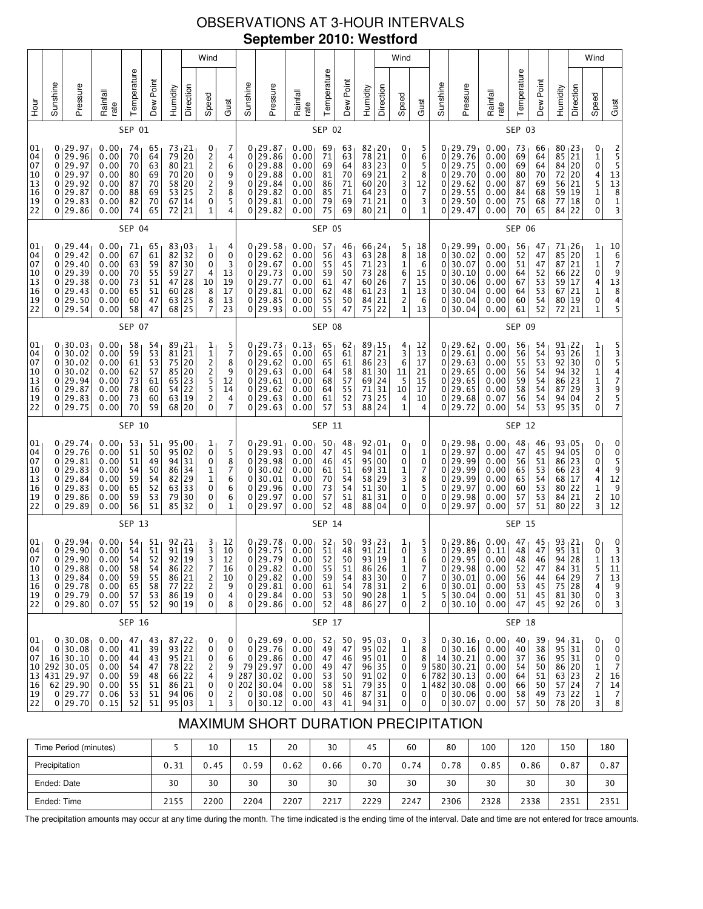# OBSERVATIONS AT 3-HOUR INTERVALS

## September 2010: Westford

### SEP 01

| Hour | Sunshine | Pressure | Rainfall rate | Temperature | Dew Point | Humidity | Wind Direction | Wind Speed | Wind Gust |
|---|---|---|---|---|---|---|---|---|---|
| 01 | 0 | 29.97 | 0.00 | 74 | 65 | 73 | 21 | 0 | 7 |
| 04 | 0 | 29.96 | 0.00 | 70 | 64 | 79 | 20 | 2 | 4 |
| 07 | 0 | 29.97 | 0.00 | 70 | 63 | 80 | 21 | 2 | 6 |
| 10 | 0 | 29.97 | 0.00 | 80 | 69 | 70 | 20 | 0 | 9 |
| 13 | 0 | 29.92 | 0.00 | 87 | 70 | 58 | 20 | 2 | 9 |
| 16 | 0 | 29.87 | 0.00 | 88 | 69 | 53 | 25 | 2 | 8 |
| 19 | 0 | 29.83 | 0.00 | 82 | 70 | 67 | 14 | 0 | 5 |
| 22 | 0 | 29.86 | 0.00 | 74 | 65 | 72 | 21 | 1 | 4 |

### SEP 02

| Hour | Sunshine | Pressure | Rainfall rate | Temperature | Dew Point | Humidity | Wind Direction | Wind Speed | Wind Gust |
|---|---|---|---|---|---|---|---|---|---|
| 01 | 0 | 29.87 | 0.00 | 69 | 63 | 82 | 20 | 0 | 5 |
| 04 | 0 | 29.86 | 0.00 | 71 | 63 | 78 | 21 | 0 | 6 |
| 07 | 0 | 29.88 | 0.00 | 69 | 64 | 83 | 23 | 0 | 5 |
| 10 | 0 | 29.88 | 0.00 | 81 | 70 | 69 | 21 | 2 | 8 |
| 13 | 0 | 29.84 | 0.00 | 86 | 71 | 60 | 20 | 3 | 12 |
| 16 | 0 | 29.82 | 0.00 | 85 | 71 | 64 | 23 | 0 | 7 |
| 19 | 0 | 29.81 | 0.00 | 79 | 69 | 71 | 21 | 0 | 3 |
| 22 | 0 | 29.82 | 0.00 | 75 | 69 | 80 | 21 | 0 | 1 |

### SEP 03

| Hour | Sunshine | Pressure | Rainfall rate | Temperature | Dew Point | Humidity | Wind Direction | Wind Speed | Wind Gust |
|---|---|---|---|---|---|---|---|---|---|
| 01 | 0 | 29.79 | 0.00 | 73 | 66 | 80 | 23 | 0 | 2 |
| 04 | 0 | 29.76 | 0.00 | 69 | 64 | 85 | 21 | 1 | 5 |
| 07 | 0 | 29.75 | 0.00 | 69 | 64 | 84 | 20 | 0 | 5 |
| 10 | 0 | 29.70 | 0.00 | 80 | 70 | 72 | 20 | 4 | 13 |
| 13 | 0 | 29.62 | 0.00 | 87 | 69 | 56 | 21 | 5 | 13 |
| 16 | 0 | 29.55 | 0.00 | 84 | 68 | 59 | 19 | 1 | 8 |
| 19 | 0 | 29.50 | 0.00 | 75 | 68 | 77 | 18 | 0 | 1 |
| 22 | 0 | 29.47 | 0.00 | 70 | 65 | 84 | 22 | 0 | 3 |

### SEP 04

| Hour | Sunshine | Pressure | Rainfall rate | Temperature | Dew Point | Humidity | Wind Direction | Wind Speed | Wind Gust |
|---|---|---|---|---|---|---|---|---|---|
| 01 | 0 | 29.44 | 0.00 | 71 | 65 | 83 | 03 | 1 | 4 |
| 04 | 0 | 29.42 | 0.00 | 67 | 61 | 82 | 32 | 0 | 0 |
| 07 | 0 | 29.40 | 0.00 | 63 | 59 | 87 | 30 | 0 | 3 |
| 10 | 0 | 29.39 | 0.00 | 70 | 55 | 59 | 27 | 4 | 13 |
| 13 | 0 | 29.38 | 0.00 | 73 | 51 | 47 | 28 | 10 | 19 |
| 16 | 0 | 29.43 | 0.00 | 65 | 51 | 60 | 28 | 8 | 17 |
| 19 | 0 | 29.50 | 0.00 | 60 | 47 | 63 | 25 | 8 | 13 |
| 22 | 0 | 29.54 | 0.00 | 58 | 47 | 68 | 25 | 7 | 23 |

### SEP 05

| Hour | Sunshine | Pressure | Rainfall rate | Temperature | Dew Point | Humidity | Wind Direction | Wind Speed | Wind Gust |
|---|---|---|---|---|---|---|---|---|---|
| 01 | 0 | 29.58 | 0.00 | 57 | 46 | 66 | 24 | 5 | 18 |
| 04 | 0 | 29.62 | 0.00 | 56 | 43 | 63 | 28 | 8 | 18 |
| 07 | 0 | 29.67 | 0.00 | 55 | 45 | 71 | 23 | 1 | 6 |
| 10 | 0 | 29.73 | 0.00 | 59 | 50 | 73 | 28 | 6 | 15 |
| 13 | 0 | 29.77 | 0.00 | 61 | 47 | 60 | 26 | 7 | 15 |
| 16 | 0 | 29.81 | 0.00 | 62 | 48 | 61 | 23 | 1 | 13 |
| 19 | 0 | 29.85 | 0.00 | 55 | 50 | 84 | 21 | 2 | 6 |
| 22 | 0 | 29.93 | 0.00 | 55 | 47 | 75 | 22 | 1 | 13 |

### SEP 06

| Hour | Sunshine | Pressure | Rainfall rate | Temperature | Dew Point | Humidity | Wind Direction | Wind Speed | Wind Gust |
|---|---|---|---|---|---|---|---|---|---|
| 01 | 0 | 29.99 | 0.00 | 56 | 47 | 71 | 26 | 1 | 10 |
| 04 | 0 | 30.02 | 0.00 | 52 | 47 | 85 | 20 | 1 | 6 |
| 07 | 0 | 30.07 | 0.00 | 51 | 47 | 87 | 21 | 1 | 7 |
| 10 | 0 | 30.10 | 0.00 | 64 | 52 | 66 | 22 | 0 | 9 |
| 13 | 0 | 30.06 | 0.00 | 67 | 53 | 59 | 17 | 4 | 13 |
| 16 | 0 | 30.04 | 0.00 | 64 | 53 | 67 | 21 | 1 | 8 |
| 19 | 0 | 30.04 | 0.00 | 60 | 54 | 80 | 19 | 0 | 4 |
| 22 | 0 | 30.04 | 0.00 | 61 | 52 | 72 | 21 | 1 | 5 |

### SEP 07

| Hour | Sunshine | Pressure | Rainfall rate | Temperature | Dew Point | Humidity | Wind Direction | Wind Speed | Wind Gust |
|---|---|---|---|---|---|---|---|---|---|
| 01 | 0 | 30.03 | 0.00 | 58 | 54 | 89 | 21 | 1 | 5 |
| 04 | 0 | 30.02 | 0.00 | 59 | 53 | 81 | 21 | 1 | 7 |
| 07 | 0 | 30.02 | 0.00 | 61 | 53 | 75 | 20 | 2 | 8 |
| 10 | 0 | 30.02 | 0.00 | 62 | 57 | 85 | 20 | 2 | 9 |
| 13 | 0 | 29.94 | 0.00 | 73 | 61 | 65 | 23 | 5 | 12 |
| 16 | 0 | 29.87 | 0.00 | 78 | 60 | 54 | 22 | 5 | 14 |
| 19 | 0 | 29.83 | 0.00 | 73 | 60 | 63 | 19 | 2 | 4 |
| 22 | 0 | 29.75 | 0.00 | 70 | 59 | 68 | 20 | 0 | 7 |

### SEP 08

| Hour | Sunshine | Pressure | Rainfall rate | Temperature | Dew Point | Humidity | Wind Direction | Wind Speed | Wind Gust |
|---|---|---|---|---|---|---|---|---|---|
| 01 | 0 | 29.73 | 0.13 | 65 | 62 | 89 | 15 | 4 | 12 |
| 04 | 0 | 29.65 | 0.00 | 65 | 61 | 87 | 21 | 3 | 13 |
| 07 | 0 | 29.62 | 0.00 | 65 | 61 | 86 | 23 | 6 | 17 |
| 10 | 0 | 29.63 | 0.00 | 64 | 58 | 81 | 30 | 11 | 21 |
| 13 | 0 | 29.61 | 0.00 | 68 | 57 | 69 | 24 | 5 | 15 |
| 16 | 0 | 29.62 | 0.00 | 64 | 55 | 71 | 31 | 10 | 17 |
| 19 | 0 | 29.63 | 0.00 | 61 | 52 | 73 | 25 | 4 | 10 |
| 22 | 0 | 29.63 | 0.00 | 57 | 53 | 88 | 24 | 1 | 4 |

### SEP 09

| Hour | Sunshine | Pressure | Rainfall rate | Temperature | Dew Point | Humidity | Wind Direction | Wind Speed | Wind Gust |
|---|---|---|---|---|---|---|---|---|---|
| 01 | 0 | 29.62 | 0.00 | 56 | 54 | 91 | 22 | 1 | 5 |
| 04 | 0 | 29.61 | 0.00 | 56 | 54 | 93 | 26 | 1 | 3 |
| 07 | 0 | 29.63 | 0.00 | 55 | 53 | 92 | 30 | 0 | 5 |
| 10 | 0 | 29.65 | 0.00 | 56 | 54 | 94 | 32 | 1 | 4 |
| 13 | 0 | 29.65 | 0.00 | 59 | 54 | 86 | 23 | 1 | 7 |
| 16 | 0 | 29.65 | 0.00 | 58 | 54 | 87 | 29 | 3 | 9 |
| 19 | 0 | 29.68 | 0.07 | 56 | 54 | 94 | 04 | 2 | 5 |
| 22 | 0 | 29.72 | 0.00 | 54 | 53 | 95 | 35 | 0 | 7 |

### SEP 10

| Hour | Sunshine | Pressure | Rainfall rate | Temperature | Dew Point | Humidity | Wind Direction | Wind Speed | Wind Gust |
|---|---|---|---|---|---|---|---|---|---|
| 01 | 0 | 29.74 | 0.00 | 53 | 51 | 95 | 00 | 1 | 7 |
| 04 | 0 | 29.76 | 0.00 | 51 | 50 | 95 | 02 | 0 | 5 |
| 07 | 0 | 29.81 | 0.00 | 51 | 49 | 94 | 31 | 0 | 8 |
| 10 | 0 | 29.83 | 0.00 | 54 | 50 | 86 | 34 | 1 | 7 |
| 13 | 0 | 29.84 | 0.00 | 59 | 54 | 82 | 29 | 1 | 6 |
| 16 | 0 | 29.83 | 0.00 | 65 | 52 | 63 | 33 | 0 | 6 |
| 19 | 0 | 29.86 | 0.00 | 59 | 53 | 79 | 30 | 0 | 6 |
| 22 | 0 | 29.89 | 0.00 | 56 | 51 | 85 | 32 | 0 | 1 |

### SEP 11

| Hour | Sunshine | Pressure | Rainfall rate | Temperature | Dew Point | Humidity | Wind Direction | Wind Speed | Wind Gust |
|---|---|---|---|---|---|---|---|---|---|
| 01 | 0 | 29.91 | 0.00 | 50 | 48 | 92 | 01 | 0 | 0 |
| 04 | 0 | 29.93 | 0.00 | 47 | 45 | 94 | 01 | 0 | 1 |
| 07 | 0 | 29.98 | 0.00 | 46 | 45 | 95 | 00 | 0 | 0 |
| 10 | 0 | 30.02 | 0.00 | 61 | 51 | 69 | 31 | 1 | 7 |
| 13 | 0 | 30.01 | 0.00 | 70 | 54 | 58 | 29 | 3 | 8 |
| 16 | 0 | 29.96 | 0.00 | 73 | 54 | 51 | 30 | 1 | 5 |
| 19 | 0 | 29.97 | 0.00 | 57 | 51 | 81 | 31 | 0 | 0 |
| 22 | 0 | 29.97 | 0.00 | 52 | 48 | 88 | 04 | 0 | 0 |

### SEP 12

| Hour | Sunshine | Pressure | Rainfall rate | Temperature | Dew Point | Humidity | Wind Direction | Wind Speed | Wind Gust |
|---|---|---|---|---|---|---|---|---|---|
| 01 | 0 | 29.98 | 0.00 | 48 | 46 | 93 | 05 | 0 | 0 |
| 04 | 0 | 29.97 | 0.00 | 47 | 45 | 94 | 05 | 0 | 0 |
| 07 | 0 | 29.99 | 0.00 | 56 | 51 | 86 | 23 | 0 | 5 |
| 10 | 0 | 29.99 | 0.00 | 65 | 53 | 66 | 23 | 4 | 9 |
| 13 | 0 | 29.99 | 0.00 | 65 | 54 | 68 | 17 | 4 | 12 |
| 16 | 0 | 29.97 | 0.00 | 60 | 53 | 80 | 22 | 1 | 9 |
| 19 | 0 | 29.98 | 0.00 | 57 | 53 | 84 | 21 | 2 | 10 |
| 22 | 0 | 29.97 | 0.00 | 57 | 51 | 80 | 22 | 3 | 12 |

### SEP 13

| Hour | Sunshine | Pressure | Rainfall rate | Temperature | Dew Point | Humidity | Wind Direction | Wind Speed | Wind Gust |
|---|---|---|---|---|---|---|---|---|---|
| 01 | 0 | 29.94 | 0.00 | 54 | 51 | 92 | 21 | 3 | 12 |
| 04 | 0 | 29.90 | 0.00 | 54 | 51 | 91 | 19 | 3 | 10 |
| 07 | 0 | 29.90 | 0.00 | 52 | 51 | 92 | 19 | 3 | 12 |
| 10 | 0 | 29.88 | 0.00 | 58 | 54 | 86 | 22 | 7 | 16 |
| 13 | 0 | 29.84 | 0.00 | 59 | 55 | 86 | 21 | 2 | 10 |
| 16 | 0 | 29.78 | 0.00 | 65 | 58 | 77 | 22 | 2 | 9 |
| 19 | 0 | 29.79 | 0.00 | 57 | 53 | 86 | 19 | 0 | 4 |
| 22 | 0 | 29.80 | 0.07 | 55 | 52 | 90 | 19 | 0 | 8 |

### SEP 14

| Hour | Sunshine | Pressure | Rainfall rate | Temperature | Dew Point | Humidity | Wind Direction | Wind Speed | Wind Gust |
|---|---|---|---|---|---|---|---|---|---|
| 01 | 0 | 29.78 | 0.00 | 52 | 50 | 93 | 23 | 1 | 5 |
| 04 | 0 | 29.75 | 0.00 | 51 | 48 | 91 | 21 | 0 | 3 |
| 07 | 0 | 29.79 | 0.00 | 52 | 50 | 93 | 19 | 1 | 6 |
| 10 | 0 | 29.82 | 0.00 | 55 | 51 | 86 | 26 | 1 | 7 |
| 13 | 0 | 29.82 | 0.00 | 59 | 54 | 83 | 30 | 0 | 7 |
| 16 | 0 | 29.81 | 0.00 | 61 | 54 | 78 | 31 | 2 | 6 |
| 19 | 0 | 29.84 | 0.00 | 53 | 50 | 90 | 28 | 1 | 5 |
| 22 | 0 | 29.86 | 0.00 | 52 | 48 | 86 | 27 | 0 | 2 |

### SEP 15

| Hour | Sunshine | Pressure | Rainfall rate | Temperature | Dew Point | Humidity | Wind Direction | Wind Speed | Wind Gust |
|---|---|---|---|---|---|---|---|---|---|
| 01 | 0 | 29.86 | 0.00 | 47 | 45 | 93 | 21 | 0 | 0 |
| 04 | 0 | 29.89 | 0.11 | 48 | 47 | 95 | 31 | 0 | 3 |
| 07 | 0 | 29.95 | 0.00 | 48 | 46 | 94 | 28 | 1 | 13 |
| 10 | 0 | 29.98 | 0.00 | 52 | 47 | 84 | 31 | 5 | 11 |
| 13 | 0 | 30.01 | 0.00 | 56 | 44 | 64 | 29 | 7 | 13 |
| 16 | 0 | 30.01 | 0.00 | 53 | 45 | 75 | 28 | 4 | 9 |
| 19 | 5 | 30.04 | 0.00 | 51 | 45 | 81 | 30 | 0 | 3 |
| 22 | 0 | 30.10 | 0.00 | 47 | 45 | 92 | 26 | 0 | 3 |

### SEP 16

| Hour | Sunshine | Pressure | Rainfall rate | Temperature | Dew Point | Humidity | Wind Direction | Wind Speed | Wind Gust |
|---|---|---|---|---|---|---|---|---|---|
| 01 | 0 | 30.08 | 0.00 | 47 | 43 | 87 | 22 | 0 | 0 |
| 04 | 0 | 30.08 | 0.00 | 41 | 39 | 93 | 22 | 0 | 0 |
| 07 | 16 | 30.10 | 0.00 | 44 | 43 | 95 | 21 | 0 | 6 |
| 10 | 292 | 30.05 | 0.00 | 54 | 47 | 78 | 22 | 2 | 9 |
| 13 | 431 | 29.97 | 0.00 | 59 | 48 | 66 | 22 | 4 | 9 |
| 16 | 62 | 29.90 | 0.00 | 55 | 51 | 86 | 21 | 0 | 0 |
| 19 | 0 | 29.77 | 0.06 | 53 | 51 | 94 | 06 | 0 | 2 |
| 22 | 0 | 29.70 | 0.15 | 52 | 51 | 95 | 03 | 1 | 3 |

### SEP 17

| Hour | Sunshine | Pressure | Rainfall rate | Temperature | Dew Point | Humidity | Wind Direction | Wind Speed | Wind Gust |
|---|---|---|---|---|---|---|---|---|---|
| 01 | 0 | 29.69 | 0.00 | 52 | 50 | 95 | 03 | 0 | 3 |
| 04 | 0 | 29.76 | 0.00 | 49 | 47 | 95 | 02 | 1 | 8 |
| 07 | 0 | 29.86 | 0.00 | 47 | 46 | 95 | 01 | 0 | 8 |
| 10 | 79 | 29.97 | 0.00 | 49 | 47 | 96 | 35 | 0 | 9 |
| 13 | 287 | 30.02 | 0.00 | 53 | 50 | 91 | 02 | 0 | 6 |
| 16 | 202 | 30.04 | 0.00 | 58 | 51 | 79 | 35 | 0 | 1 |
| 19 | 0 | 30.08 | 0.00 | 50 | 46 | 87 | 31 | 0 | 0 |
| 22 | 0 | 30.12 | 0.00 | 43 | 41 | 94 | 31 | 0 | 0 |

### SEP 18

| Hour | Sunshine | Pressure | Rainfall rate | Temperature | Dew Point | Humidity | Wind Direction | Wind Speed | Wind Gust |
|---|---|---|---|---|---|---|---|---|---|
| 01 | 0 | 30.16 | 0.00 | 40 | 39 | 94 | 31 | 0 | 0 |
| 04 | 0 | 30.16 | 0.00 | 40 | 38 | 95 | 31 | 0 | 0 |
| 07 | 14 | 30.21 | 0.00 | 37 | 36 | 95 | 31 | 0 | 0 |
| 10 | 580 | 30.21 | 0.00 | 54 | 50 | 86 | 20 | 1 | 7 |
| 13 | 782 | 30.13 | 0.00 | 64 | 51 | 63 | 23 | 2 | 16 |
| 16 | 482 | 30.08 | 0.00 | 66 | 50 | 57 | 24 | 7 | 14 |
| 19 | 0 | 30.06 | 0.00 | 58 | 49 | 73 | 22 | 1 | 7 |
| 22 | 0 | 30.07 | 0.00 | 57 | 50 | 78 | 20 | 3 | 8 |

# MAXIMUM SHORT DURATION PRECIPITATION

| Time Period (minutes) | 5 | 10 | 15 | 20 | 30 | 45 | 60 | 80 | 100 | 120 | 150 | 180 |
|---|---|---|---|---|---|---|---|---|---|---|---|---|
| Precipitation | 0.31 | 0.45 | 0.59 | 0.62 | 0.66 | 0.70 | 0.74 | 0.78 | 0.85 | 0.86 | 0.87 | 0.87 |
| Ended: Date | 30 | 30 | 30 | 30 | 30 | 30 | 30 | 30 | 30 | 30 | 30 | 30 |
| Ended: Time | 2155 | 2200 | 2204 | 2207 | 2217 | 2229 | 2247 | 2306 | 2328 | 2338 | 2351 | 2351 |

The precipitation amounts may occur at any time during the month. The time indicated is the ending time of the interval. Date and time are not entered for trace amounts.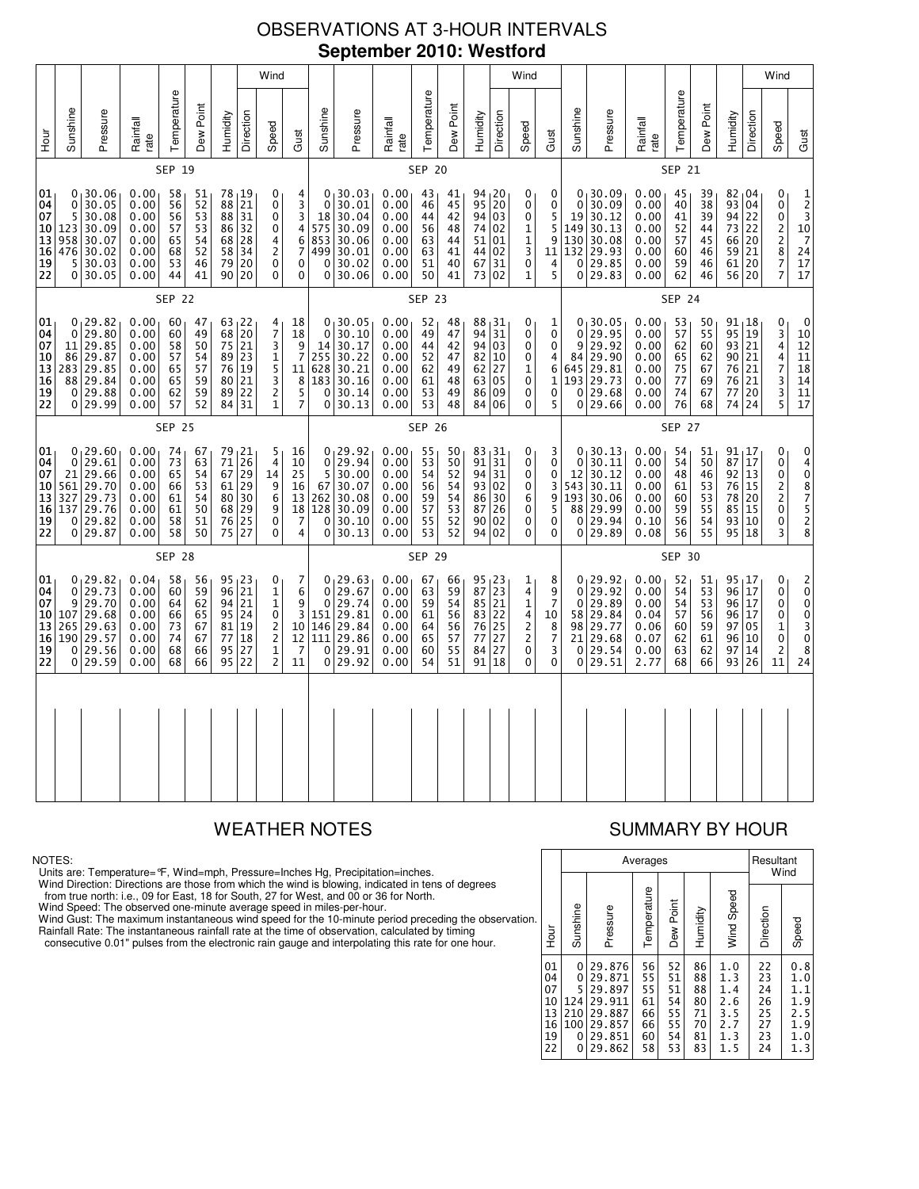# OBSERVATIONS AT 3-HOUR INTERVALS

## September 2010: Westford

### SEP 19

| Hour | Sunshine | Pressure | Rainfall rate | Temperature | Dew Point | Humidity | Wind Direction | Wind Speed | Wind Gust |
|---|---|---|---|---|---|---|---|---|---|
| 01 | 0 | 30.06 | 0.00 | 58 | 51 | 78 | 19 | 0 | 4 |
| 04 | 0 | 30.05 | 0.00 | 56 | 52 | 88 | 21 | 0 | 3 |
| 07 | 5 | 30.08 | 0.00 | 56 | 53 | 88 | 31 | 0 | 3 |
| 10 | 123 | 30.09 | 0.00 | 57 | 53 | 86 | 32 | 0 | 4 |
| 13 | 958 | 30.07 | 0.00 | 65 | 54 | 68 | 28 | 4 | 6 |
| 16 | 476 | 30.02 | 0.00 | 68 | 52 | 58 | 34 | 2 | 7 |
| 19 | 5 | 30.03 | 0.00 | 53 | 46 | 79 | 20 | 0 | 0 |
| 22 | 0 | 30.05 | 0.00 | 44 | 41 | 90 | 20 | 0 | 0 |

### SEP 20

| Hour | Sunshine | Pressure | Rainfall rate | Temperature | Dew Point | Humidity | Wind Direction | Wind Speed | Wind Gust |
|---|---|---|---|---|---|---|---|---|---|
| 01 | 0 | 30.03 | 0.00 | 43 | 41 | 94 | 20 | 0 | 0 |
| 04 | 0 | 30.01 | 0.00 | 46 | 45 | 95 | 20 | 0 | 0 |
| 07 | 18 | 30.04 | 0.00 | 44 | 42 | 94 | 03 | 0 | 5 |
| 10 | 575 | 30.09 | 0.00 | 56 | 48 | 74 | 02 | 1 | 5 |
| 13 | 853 | 30.06 | 0.00 | 63 | 44 | 51 | 01 | 1 | 9 |
| 16 | 499 | 30.01 | 0.00 | 63 | 41 | 44 | 02 | 3 | 11 |
| 19 | 0 | 30.02 | 0.00 | 51 | 40 | 67 | 31 | 0 | 4 |
| 22 | 0 | 30.06 | 0.00 | 50 | 41 | 73 | 02 | 1 | 5 |

### SEP 21

| Hour | Sunshine | Pressure | Rainfall rate | Temperature | Dew Point | Humidity | Wind Direction | Wind Speed | Wind Gust |
|---|---|---|---|---|---|---|---|---|---|
| 01 | 0 | 30.09 | 0.00 | 45 | 39 | 82 | 04 | 0 | 1 |
| 04 | 0 | 30.09 | 0.00 | 40 | 38 | 93 | 04 | 0 | 2 |
| 07 | 19 | 30.12 | 0.00 | 41 | 39 | 94 | 22 | 0 | 3 |
| 10 | 149 | 30.13 | 0.00 | 52 | 44 | 73 | 22 | 2 | 10 |
| 13 | 130 | 30.08 | 0.00 | 57 | 45 | 66 | 20 | 2 | 7 |
| 16 | 132 | 29.93 | 0.00 | 60 | 46 | 59 | 21 | 8 | 24 |
| 19 | 0 | 29.85 | 0.00 | 59 | 46 | 61 | 20 | 7 | 17 |
| 22 | 0 | 29.83 | 0.00 | 62 | 46 | 56 | 20 | 7 | 17 |

### SEP 22

| Hour | Sunshine | Pressure | Rainfall rate | Temperature | Dew Point | Humidity | Wind Direction | Wind Speed | Wind Gust |
|---|---|---|---|---|---|---|---|---|---|
| 01 | 0 | 29.82 | 0.00 | 60 | 47 | 63 | 22 | 4 | 18 |
| 04 | 0 | 29.80 | 0.00 | 60 | 49 | 68 | 20 | 7 | 18 |
| 07 | 11 | 29.85 | 0.00 | 58 | 50 | 75 | 21 | 3 | 9 |
| 10 | 86 | 29.87 | 0.00 | 57 | 54 | 89 | 23 | 1 | 7 |
| 13 | 283 | 29.85 | 0.00 | 65 | 57 | 76 | 19 | 5 | 11 |
| 16 | 88 | 29.84 | 0.00 | 65 | 59 | 80 | 21 | 3 | 8 |
| 19 | 0 | 29.88 | 0.00 | 62 | 59 | 89 | 22 | 2 | 5 |
| 22 | 0 | 29.99 | 0.00 | 57 | 52 | 84 | 31 | 1 | 7 |

### SEP 23

| Hour | Sunshine | Pressure | Rainfall rate | Temperature | Dew Point | Humidity | Wind Direction | Wind Speed | Wind Gust |
|---|---|---|---|---|---|---|---|---|---|
| 01 | 0 | 30.05 | 0.00 | 52 | 48 | 88 | 31 | 0 | 1 |
| 04 | 0 | 30.10 | 0.00 | 49 | 47 | 94 | 31 | 0 | 0 |
| 07 | 14 | 30.17 | 0.00 | 44 | 42 | 94 | 03 | 0 | 0 |
| 10 | 255 | 30.22 | 0.00 | 52 | 47 | 82 | 10 | 0 | 4 |
| 13 | 628 | 30.21 | 0.00 | 62 | 49 | 62 | 27 | 1 | 6 |
| 16 | 183 | 30.16 | 0.00 | 61 | 48 | 63 | 05 | 0 | 1 |
| 19 | 0 | 30.14 | 0.00 | 53 | 49 | 86 | 09 | 0 | 0 |
| 22 | 0 | 30.13 | 0.00 | 53 | 48 | 84 | 06 | 0 | 5 |

### SEP 24

| Hour | Sunshine | Pressure | Rainfall rate | Temperature | Dew Point | Humidity | Wind Direction | Wind Speed | Wind Gust |
|---|---|---|---|---|---|---|---|---|---|
| 01 | 0 | 30.05 | 0.00 | 53 | 50 | 91 | 18 | 0 | 0 |
| 04 | 0 | 29.95 | 0.00 | 57 | 55 | 95 | 19 | 3 | 10 |
| 07 | 9 | 29.92 | 0.00 | 62 | 60 | 93 | 21 | 4 | 12 |
| 10 | 84 | 29.90 | 0.00 | 65 | 62 | 90 | 21 | 4 | 11 |
| 13 | 645 | 29.81 | 0.00 | 75 | 67 | 76 | 21 | 7 | 18 |
| 16 | 193 | 29.73 | 0.00 | 77 | 69 | 76 | 21 | 3 | 14 |
| 19 | 0 | 29.68 | 0.00 | 74 | 67 | 77 | 20 | 3 | 11 |
| 22 | 0 | 29.66 | 0.00 | 76 | 68 | 74 | 24 | 5 | 17 |

### SEP 25

| Hour | Sunshine | Pressure | Rainfall rate | Temperature | Dew Point | Humidity | Wind Direction | Wind Speed | Wind Gust |
|---|---|---|---|---|---|---|---|---|---|
| 01 | 0 | 29.60 | 0.00 | 74 | 67 | 79 | 21 | 5 | 16 |
| 04 | 0 | 29.61 | 0.00 | 73 | 63 | 71 | 26 | 4 | 10 |
| 07 | 21 | 29.66 | 0.00 | 65 | 54 | 67 | 29 | 14 | 25 |
| 10 | 561 | 29.70 | 0.00 | 66 | 53 | 61 | 29 | 9 | 16 |
| 13 | 327 | 29.73 | 0.00 | 61 | 54 | 80 | 30 | 6 | 13 |
| 16 | 137 | 29.76 | 0.00 | 61 | 50 | 68 | 29 | 9 | 18 |
| 19 | 0 | 29.82 | 0.00 | 58 | 51 | 76 | 25 | 0 | 7 |
| 22 | 0 | 29.87 | 0.00 | 58 | 50 | 75 | 27 | 0 | 4 |

### SEP 26

| Hour | Sunshine | Pressure | Rainfall rate | Temperature | Dew Point | Humidity | Wind Direction | Wind Speed | Wind Gust |
|---|---|---|---|---|---|---|---|---|---|
| 01 | 0 | 29.92 | 0.00 | 55 | 50 | 83 | 31 | 0 | 3 |
| 04 | 0 | 29.94 | 0.00 | 53 | 50 | 91 | 31 | 0 | 0 |
| 07 | 5 | 30.00 | 0.00 | 54 | 52 | 94 | 31 | 0 | 0 |
| 10 | 67 | 30.07 | 0.00 | 56 | 54 | 93 | 02 | 0 | 3 |
| 13 | 262 | 30.08 | 0.00 | 59 | 54 | 86 | 30 | 6 | 9 |
| 16 | 128 | 30.09 | 0.00 | 57 | 53 | 87 | 26 | 0 | 5 |
| 19 | 0 | 30.10 | 0.00 | 55 | 52 | 90 | 02 | 0 | 0 |
| 22 | 0 | 30.13 | 0.00 | 53 | 52 | 94 | 02 | 0 | 0 |

### SEP 27

| Hour | Sunshine | Pressure | Rainfall rate | Temperature | Dew Point | Humidity | Wind Direction | Wind Speed | Wind Gust |
|---|---|---|---|---|---|---|---|---|---|
| 01 | 0 | 30.13 | 0.00 | 54 | 51 | 91 | 17 | 0 | 0 |
| 04 | 0 | 30.11 | 0.00 | 54 | 50 | 87 | 17 | 0 | 4 |
| 07 | 12 | 30.12 | 0.00 | 48 | 46 | 92 | 13 | 0 | 0 |
| 10 | 543 | 30.11 | 0.00 | 61 | 53 | 76 | 15 | 2 | 8 |
| 13 | 193 | 30.06 | 0.00 | 60 | 53 | 78 | 20 | 2 | 7 |
| 16 | 88 | 29.99 | 0.00 | 59 | 55 | 85 | 15 | 0 | 5 |
| 19 | 0 | 29.94 | 0.10 | 56 | 54 | 93 | 10 | 0 | 2 |
| 22 | 0 | 29.89 | 0.08 | 56 | 55 | 95 | 18 | 3 | 8 |

### SEP 28

| Hour | Sunshine | Pressure | Rainfall rate | Temperature | Dew Point | Humidity | Wind Direction | Wind Speed | Wind Gust |
|---|---|---|---|---|---|---|---|---|---|
| 01 | 0 | 29.82 | 0.04 | 58 | 56 | 95 | 23 | 0 | 7 |
| 04 | 0 | 29.73 | 0.00 | 60 | 59 | 96 | 21 | 1 | 6 |
| 07 | 9 | 29.70 | 0.00 | 64 | 62 | 94 | 21 | 1 | 9 |
| 10 | 107 | 29.68 | 0.00 | 66 | 65 | 95 | 24 | 0 | 3 |
| 13 | 265 | 29.63 | 0.00 | 73 | 67 | 81 | 19 | 2 | 10 |
| 16 | 190 | 29.57 | 0.00 | 74 | 67 | 77 | 18 | 2 | 12 |
| 19 | 0 | 29.56 | 0.00 | 68 | 66 | 95 | 27 | 1 | 7 |
| 22 | 0 | 29.59 | 0.00 | 68 | 66 | 95 | 22 | 2 | 11 |

### SEP 29

| Hour | Sunshine | Pressure | Rainfall rate | Temperature | Dew Point | Humidity | Wind Direction | Wind Speed | Wind Gust |
|---|---|---|---|---|---|---|---|---|---|
| 01 | 0 | 29.63 | 0.00 | 67 | 66 | 95 | 23 | 1 | 8 |
| 04 | 0 | 29.67 | 0.00 | 63 | 59 | 87 | 23 | 4 | 9 |
| 07 | 0 | 29.74 | 0.00 | 59 | 54 | 85 | 21 | 1 | 7 |
| 10 | 151 | 29.81 | 0.00 | 61 | 56 | 83 | 22 | 4 | 10 |
| 13 | 146 | 29.84 | 0.00 | 64 | 56 | 76 | 25 | 2 | 8 |
| 16 | 111 | 29.86 | 0.00 | 65 | 57 | 77 | 27 | 2 | 7 |
| 19 | 0 | 29.91 | 0.00 | 60 | 55 | 84 | 27 | 0 | 3 |
| 22 | 0 | 29.92 | 0.00 | 54 | 51 | 91 | 18 | 0 | 0 |

### SEP 30

| Hour | Sunshine | Pressure | Rainfall rate | Temperature | Dew Point | Humidity | Wind Direction | Wind Speed | Wind Gust |
|---|---|---|---|---|---|---|---|---|---|
| 01 | 0 | 29.92 | 0.00 | 52 | 51 | 95 | 17 | 0 | 2 |
| 04 | 0 | 29.92 | 0.00 | 54 | 53 | 96 | 17 | 0 | 0 |
| 07 | 0 | 29.89 | 0.00 | 54 | 53 | 96 | 17 | 0 | 0 |
| 10 | 58 | 29.84 | 0.04 | 57 | 56 | 96 | 17 | 0 | 0 |
| 13 | 98 | 29.77 | 0.06 | 60 | 59 | 97 | 05 | 1 | 3 |
| 16 | 21 | 29.68 | 0.07 | 62 | 61 | 96 | 10 | 0 | 0 |
| 19 | 0 | 29.54 | 0.00 | 63 | 62 | 97 | 14 | 2 | 8 |
| 22 | 0 | 29.51 | 2.77 | 68 | 66 | 93 | 26 | 11 | 24 |

## WEATHER NOTES

NOTES:
Units are: Temperature=°F, Wind=mph, Pressure=Inches Hg, Precipitation=inches.
Wind Direction: Directions are those from which the wind is blowing, indicated in tens of degrees from true north: i.e., 09 for East, 18 for South, 27 for West, and 00 or 36 for North.
Wind Speed: The observed one-minute average speed in miles-per-hour.
Wind Gust: The maximum instantaneous wind speed for the 10-minute period preceding the observation.
Rainfall Rate: The instantaneous rainfall rate at the time of observation, calculated by timing consecutive 0.01" pulses from the electronic rain gauge and interpolating this rate for one hour.

## SUMMARY BY HOUR

| Hour | Averages | | | | | | Resultant Wind | |
|---|---|---|---|---|---|---|---|---|
| | Sunshine | Pressure | Temperature | Dew Point | Humidity | Wind Speed | Direction | Speed |
| 01 | 0 | 29.876 | 56 | 52 | 86 | 1.0 | 22 | 0.8 |
| 04 | 0 | 29.871 | 55 | 51 | 88 | 1.3 | 23 | 1.0 |
| 07 | 5 | 29.897 | 55 | 51 | 88 | 1.4 | 24 | 1.1 |
| 10 | 124 | 29.911 | 61 | 54 | 80 | 2.6 | 26 | 1.9 |
| 13 | 210 | 29.887 | 66 | 55 | 71 | 3.5 | 25 | 2.5 |
| 16 | 100 | 29.857 | 66 | 55 | 70 | 2.7 | 27 | 1.9 |
| 19 | 0 | 29.851 | 60 | 54 | 81 | 1.3 | 23 | 1.0 |
| 22 | 0 | 29.862 | 58 | 53 | 83 | 1.5 | 24 | 1.3 |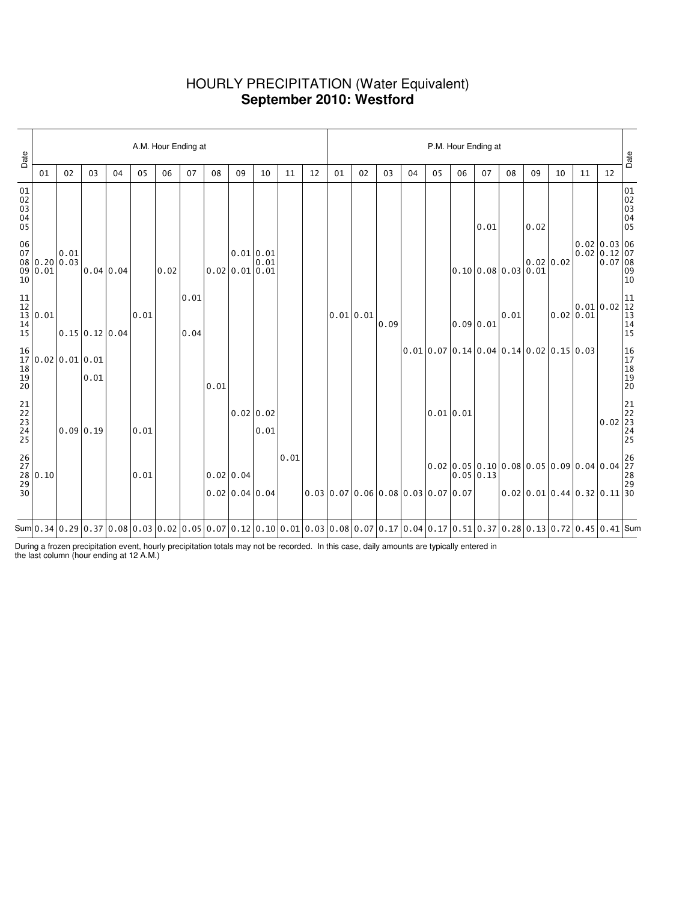# HOURLY PRECIPITATION (Water Equivalent)
## September 2010: Westford

| Date | A.M. Hour Ending at | | | | | | | | | | | | P.M. Hour Ending at | | | | | | | | | | | | Date |
|---|---|---|---|---|---|---|---|---|---|---|---|---|---|---|---|---|---|---|---|---|---|---|---|---|---|
| | 01 | 02 | 03 | 04 | 05 | 06 | 07 | 08 | 09 | 10 | 11 | 12 | 01 | 02 | 03 | 04 | 05 | 06 | 07 | 08 | 09 | 10 | 11 | 12 | |
| 01 | | | | | | | | | | | | | | | | | | | | | | | | | 01 |
| 02 | | | | | | | | | | | | | | | | | | | | | | | | | 02 |
| 03 | | | | | | | | | | | | | | | | | | | | | | | | | 03 |
| 04 | | | | | | | | | | | | | | | | | | | | | | | | | 04 |
| 05 | | | | | | | | | | | | | | | | | | | 0.01 | | 0.02 | | | | 05 |
| 06 | | | | | | | | | | | | | | | | | | | | | | | 0.02 | 0.03 | 06 |
| 07 | | 0.01 | | | | | | | 0.01 | 0.01 | | | | | | | | | | | | | 0.02 | 0.12 | 07 |
| 08 | 0.20 | 0.03 | | | | | | | | 0.01 | | | | | | | | | | | 0.02 | 0.02 | | 0.07 | 08 |
| 09 | 0.01 | | 0.04 | 0.04 | | 0.02 | | 0.02 | 0.01 | 0.01 | | | | | | | | 0.10 | 0.08 | 0.03 | 0.01 | | | | 09 |
| 10 | | | | | | | | | | | | | | | | | | | | | | | | | 10 |
| 11 | | | | | | | 0.01 | | | | | | | | | | | | | | | | | | 11 |
| 12 | | | | | | | | | | | | | | | | | | | | | | | 0.01 | 0.02 | 12 |
| 13 | 0.01 | | | | 0.01 | | | | | | | | 0.01 | 0.01 | | | | | | 0.01 | | 0.02 | 0.01 | | 13 |
| 14 | | | | | | | | | | | | | | | 0.09 | | | 0.09 | 0.01 | | | | | | 14 |
| 15 | | 0.15 | 0.12 | 0.04 | | | 0.04 | | | | | | | | | | | | | | | | | | 15 |
| 16 | | | | | | | | | | | | | | | | 0.01 | 0.07 | 0.14 | 0.04 | 0.14 | 0.02 | 0.15 | 0.03 | | 16 |
| 17 | 0.02 | 0.01 | 0.01 | | | | | | | | | | | | | | | | | | | | | | 17 |
| 18 | | | | | | | | | | | | | | | | | | | | | | | | | 18 |
| 19 | | | 0.01 | | | | | | | | | | | | | | | | | | | | | | 19 |
| 20 | | | | | | | | 0.01 | | | | | | | | | | | | | | | | | 20 |
| 21 | | | | | | | | | | | | | | | | | | | | | | | | | 21 |
| 22 | | | | | | | | | 0.02 | 0.02 | | | | | | | 0.01 | 0.01 | | | | | | | 22 |
| 23 | | | | | | | | | | | | | | | | | | | | | | | | 0.02 | 23 |
| 24 | | 0.09 | 0.19 | | 0.01 | | | | | 0.01 | | | | | | | | | | | | | | | 24 |
| 25 | | | | | | | | | | | | | | | | | | | | | | | | | 25 |
| 26 | | | | | | | | | | | 0.01 | | | | | | | | | | | | | | 26 |
| 27 | | | | | | | | | | | | | | | | | 0.02 | 0.05 | 0.10 | 0.08 | 0.05 | 0.09 | 0.04 | 0.04 | 27 |
| 28 | 0.10 | | | | 0.01 | | | 0.02 | 0.04 | | | | | | | | | 0.05 | 0.13 | | | | | | 28 |
| 29 | | | | | | | | | | | | | | | | | | | | | | | | | 29 |
| 30 | | | | | | | | 0.02 | 0.04 | 0.04 | | 0.03 | 0.07 | 0.06 | 0.08 | 0.03 | 0.07 | 0.07 | | 0.02 | 0.01 | 0.44 | 0.32 | 0.11 | 30 |
| Sum | 0.34 | 0.29 | 0.37 | 0.08 | 0.03 | 0.02 | 0.05 | 0.07 | 0.12 | 0.10 | 0.01 | 0.03 | 0.08 | 0.07 | 0.17 | 0.04 | 0.17 | 0.51 | 0.37 | 0.28 | 0.13 | 0.72 | 0.45 | 0.41 | Sum |

During a frozen precipitation event, hourly precipitation totals may not be recorded. In this case, daily amounts are typically entered in the last column (hour ending at 12 A.M.)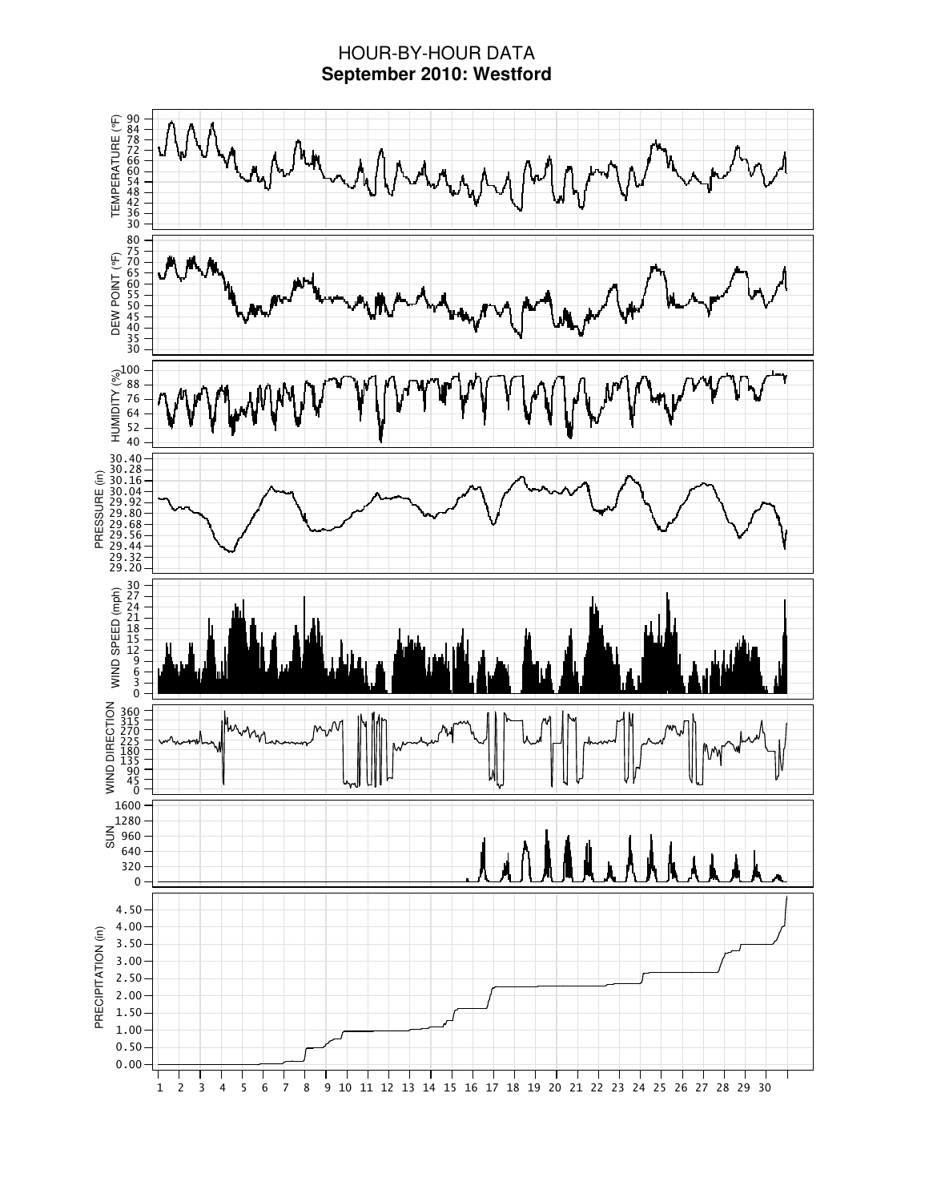# HOUR-BY-HOUR DATA

**September 2010: Westford**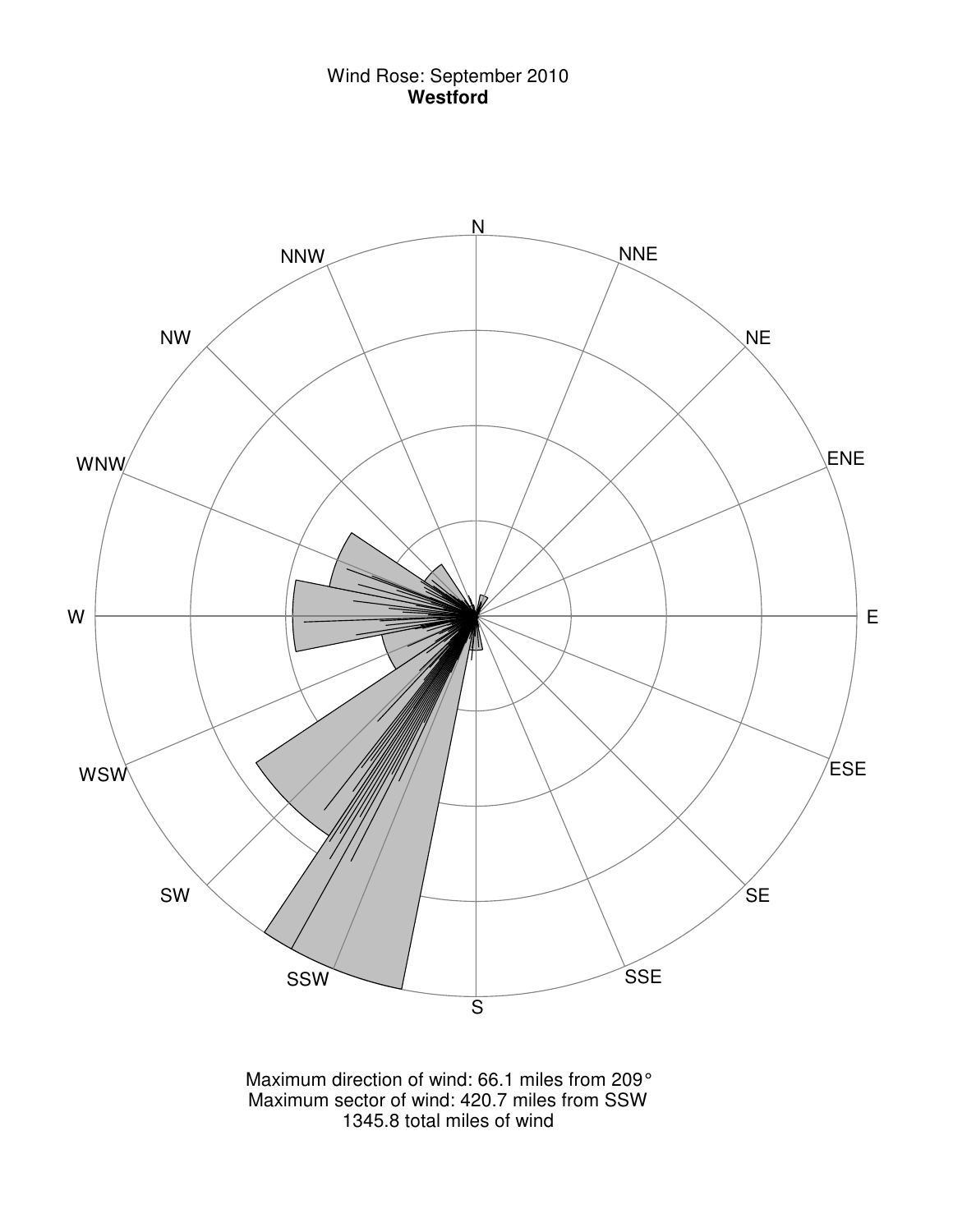Wind Rose: September 2010

**Westford**

N

NNE

NE

ENE

E

ESE

SE

SSE

S

SSW

SW

WSW

W

WNW

NW

NNW

Maximum direction of wind: 66.1 miles from 209°

Maximum sector of wind: 420.7 miles from SSW

1345.8 total miles of wind